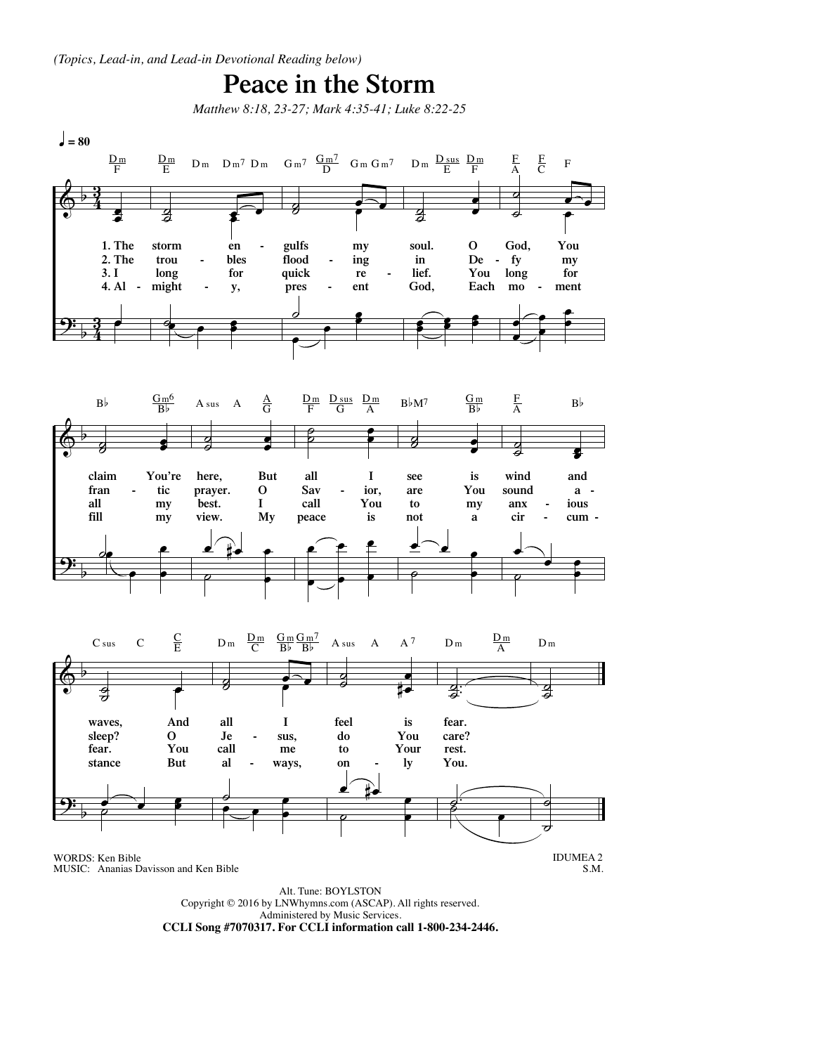*(Topics, Lead-in, and Lead-in Devotional Reading below)*

# Peace in the Storm

*Matthew 8:18, 23-27; Mark 4:35-41; Luke 8:22-25*

1. The storm engulfs my soul. O God, You claim You're here, But all I see is wind and waves, And all I feel is fear.

2. The troubles flooding in Defy my frantic prayer. O Savior, are You sound asleep? O Jesus, do You care?

3. I long for quick relief. You long for all my best. I call You to my anxious fear. You call me to Your rest.

4. Almighty, present God, Each moment fill my view. My peace is not a circumstance But always, only You.

WORDS: Ken Bible
MUSIC: Ananias Davisson and Ken Bible

IDUMEA 2
S.M.

Alt. Tune: BOYLSTON
Copyright © 2016 by LNWhymns.com (ASCAP). All rights reserved.
Administered by Music Services.
**CCLI Song #7070317. For CCLI information call 1-800-234-2446.**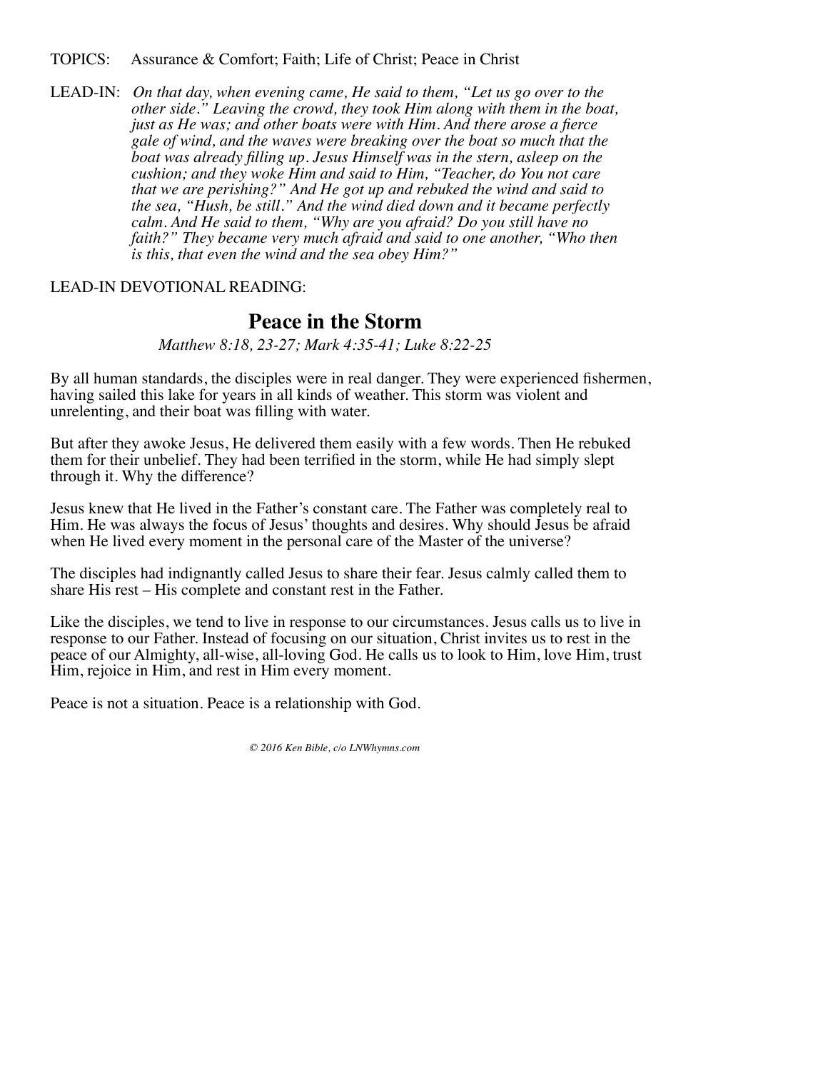TOPICS: Assurance & Comfort; Faith; Life of Christ; Peace in Christ

LEAD-IN: *On that day, when evening came, He said to them, "Let us go over to the other side." Leaving the crowd, they took Him along with them in the boat, just as He was; and other boats were with Him. And there arose a fierce gale of wind, and the waves were breaking over the boat so much that the boat was already filling up. Jesus Himself was in the stern, asleep on the cushion; and they woke Him and said to Him, "Teacher, do You not care that we are perishing?" And He got up and rebuked the wind and said to the sea, "Hush, be still." And the wind died down and it became perfectly calm. And He said to them, "Why are you afraid? Do you still have no faith?" They became very much afraid and said to one another, "Who then is this, that even the wind and the sea obey Him?"*

LEAD-IN DEVOTIONAL READING:

# Peace in the Storm

*Matthew 8:18, 23-27; Mark 4:35-41; Luke 8:22-25*

By all human standards, the disciples were in real danger. They were experienced fishermen, having sailed this lake for years in all kinds of weather. This storm was violent and unrelenting, and their boat was filling with water.

But after they awoke Jesus, He delivered them easily with a few words. Then He rebuked them for their unbelief. They had been terrified in the storm, while He had simply slept through it. Why the difference?

Jesus knew that He lived in the Father's constant care. The Father was completely real to Him. He was always the focus of Jesus' thoughts and desires. Why should Jesus be afraid when He lived every moment in the personal care of the Master of the universe?

The disciples had indignantly called Jesus to share their fear. Jesus calmly called them to share His rest – His complete and constant rest in the Father.

Like the disciples, we tend to live in response to our circumstances. Jesus calls us to live in response to our Father. Instead of focusing on our situation, Christ invites us to rest in the peace of our Almighty, all-wise, all-loving God. He calls us to look to Him, love Him, trust Him, rejoice in Him, and rest in Him every moment.

Peace is not a situation. Peace is a relationship with God.

*© 2016 Ken Bible, c/o LNWhymns.com*